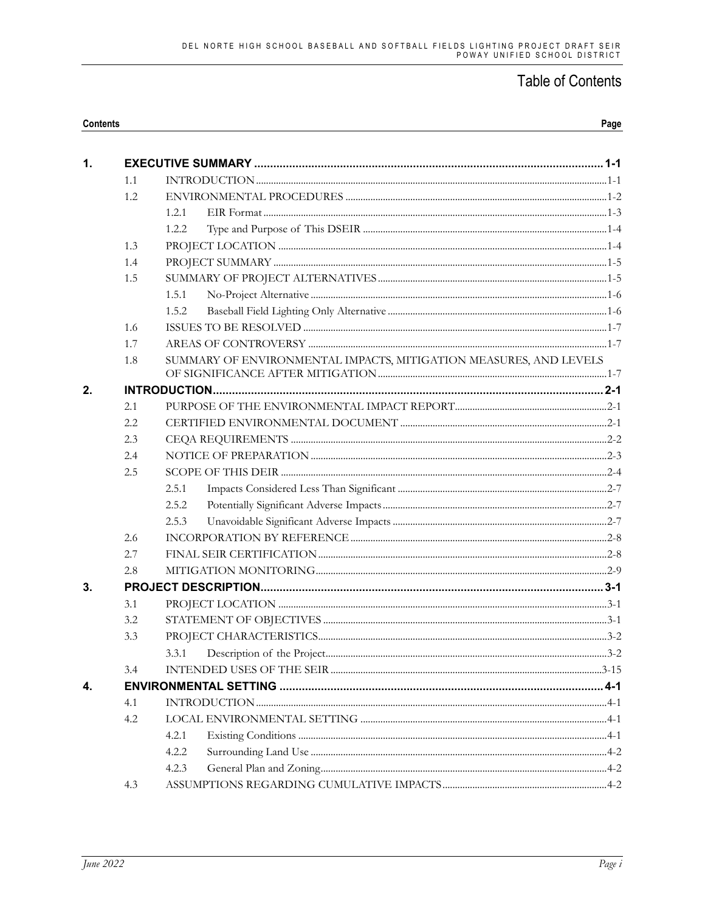# Table of Contents

| Contents | | | Page |
|---|---|---|---|
| **1.** | **EXECUTIVE SUMMARY** | | **1-1** |
| | 1.1 | INTRODUCTION | 1-1 |
| | 1.2 | ENVIRONMENTAL PROCEDURES | 1-2 |
| | | 1.2.1 EIR Format | 1-3 |
| | | 1.2.2 Type and Purpose of This DSEIR | 1-4 |
| | 1.3 | PROJECT LOCATION | 1-4 |
| | 1.4 | PROJECT SUMMARY | 1-5 |
| | 1.5 | SUMMARY OF PROJECT ALTERNATIVES | 1-5 |
| | | 1.5.1 No-Project Alternative | 1-6 |
| | | 1.5.2 Baseball Field Lighting Only Alternative | 1-6 |
| | 1.6 | ISSUES TO BE RESOLVED | 1-7 |
| | 1.7 | AREAS OF CONTROVERSY | 1-7 |
| | 1.8 | SUMMARY OF ENVIRONMENTAL IMPACTS, MITIGATION MEASURES, AND LEVELS OF SIGNIFICANCE AFTER MITIGATION | 1-7 |
| **2.** | **INTRODUCTION** | | **2-1** |
| | 2.1 | PURPOSE OF THE ENVIRONMENTAL IMPACT REPORT | 2-1 |
| | 2.2 | CERTIFIED ENVIRONMENTAL DOCUMENT | 2-1 |
| | 2.3 | CEQA REQUIREMENTS | 2-2 |
| | 2.4 | NOTICE OF PREPARATION | 2-3 |
| | 2.5 | SCOPE OF THIS DEIR | 2-4 |
| | | 2.5.1 Impacts Considered Less Than Significant | 2-7 |
| | | 2.5.2 Potentially Significant Adverse Impacts | 2-7 |
| | | 2.5.3 Unavoidable Significant Adverse Impacts | 2-7 |
| | 2.6 | INCORPORATION BY REFERENCE | 2-8 |
| | 2.7 | FINAL SEIR CERTIFICATION | 2-8 |
| | 2.8 | MITIGATION MONITORING | 2-9 |
| **3.** | **PROJECT DESCRIPTION** | | **3-1** |
| | 3.1 | PROJECT LOCATION | 3-1 |
| | 3.2 | STATEMENT OF OBJECTIVES | 3-1 |
| | 3.3 | PROJECT CHARACTERISTICS | 3-2 |
| | | 3.3.1 Description of the Project | 3-2 |
| | 3.4 | INTENDED USES OF THE SEIR | 3-15 |
| **4.** | **ENVIRONMENTAL SETTING** | | **4-1** |
| | 4.1 | INTRODUCTION | 4-1 |
| | 4.2 | LOCAL ENVIRONMENTAL SETTING | 4-1 |
| | | 4.2.1 Existing Conditions | 4-1 |
| | | 4.2.2 Surrounding Land Use | 4-2 |
| | | 4.2.3 General Plan and Zoning | 4-2 |
| | 4.3 | ASSUMPTIONS REGARDING CUMULATIVE IMPACTS | 4-2 |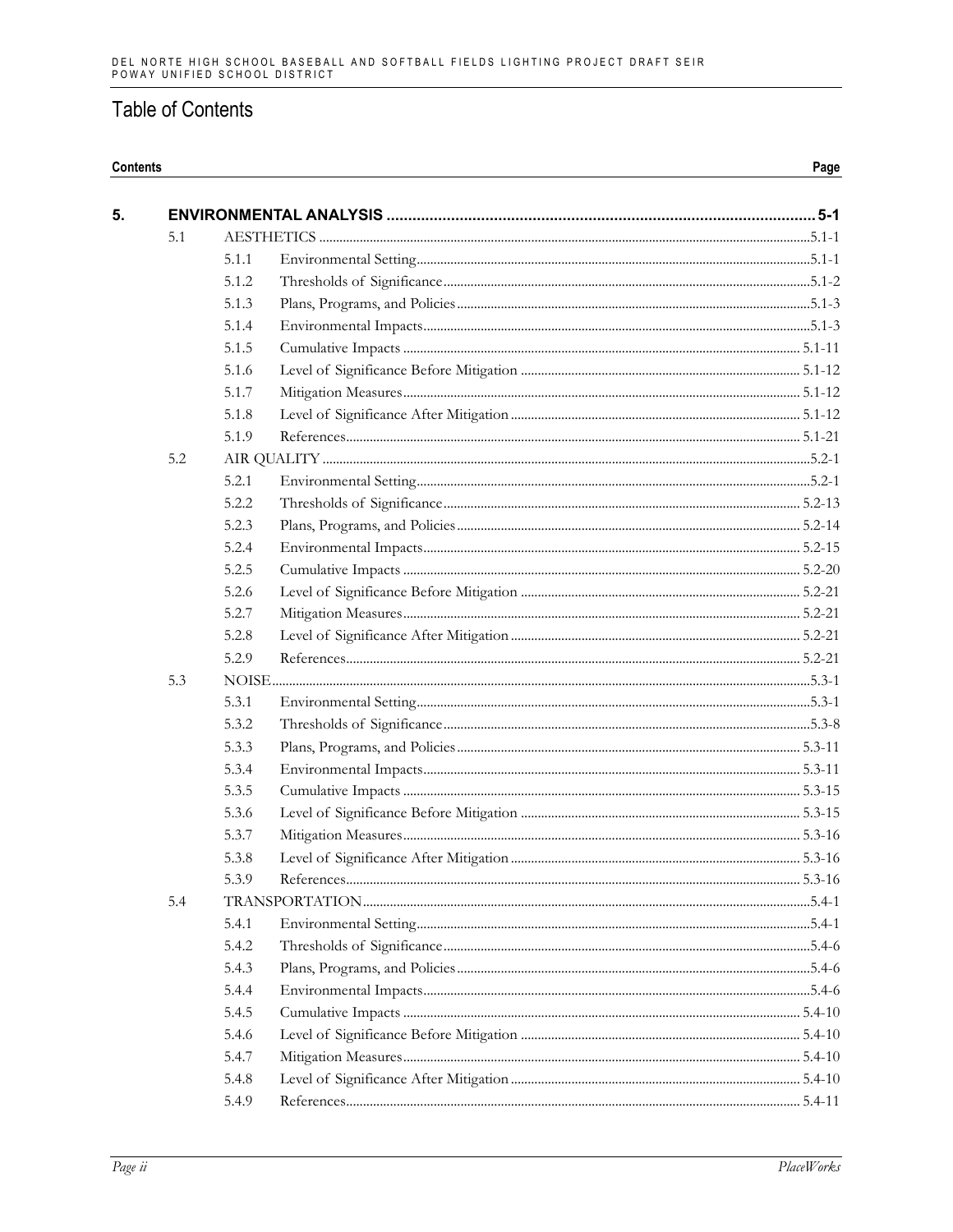# Table of Contents

| Contents | | | Page |
|---|---|---|---|
| **5.** | **ENVIRONMENTAL ANALYSIS** | | **5-1** |
| 5.1 | AESTHETICS | | 5.1-1 |
| | 5.1.1 | Environmental Setting | 5.1-1 |
| | 5.1.2 | Thresholds of Significance | 5.1-2 |
| | 5.1.3 | Plans, Programs, and Policies | 5.1-3 |
| | 5.1.4 | Environmental Impacts | 5.1-3 |
| | 5.1.5 | Cumulative Impacts | 5.1-11 |
| | 5.1.6 | Level of Significance Before Mitigation | 5.1-12 |
| | 5.1.7 | Mitigation Measures | 5.1-12 |
| | 5.1.8 | Level of Significance After Mitigation | 5.1-12 |
| | 5.1.9 | References | 5.1-21 |
| 5.2 | AIR QUALITY | | 5.2-1 |
| | 5.2.1 | Environmental Setting | 5.2-1 |
| | 5.2.2 | Thresholds of Significance | 5.2-13 |
| | 5.2.3 | Plans, Programs, and Policies | 5.2-14 |
| | 5.2.4 | Environmental Impacts | 5.2-15 |
| | 5.2.5 | Cumulative Impacts | 5.2-20 |
| | 5.2.6 | Level of Significance Before Mitigation | 5.2-21 |
| | 5.2.7 | Mitigation Measures | 5.2-21 |
| | 5.2.8 | Level of Significance After Mitigation | 5.2-21 |
| | 5.2.9 | References | 5.2-21 |
| 5.3 | NOISE | | 5.3-1 |
| | 5.3.1 | Environmental Setting | 5.3-1 |
| | 5.3.2 | Thresholds of Significance | 5.3-8 |
| | 5.3.3 | Plans, Programs, and Policies | 5.3-11 |
| | 5.3.4 | Environmental Impacts | 5.3-11 |
| | 5.3.5 | Cumulative Impacts | 5.3-15 |
| | 5.3.6 | Level of Significance Before Mitigation | 5.3-15 |
| | 5.3.7 | Mitigation Measures | 5.3-16 |
| | 5.3.8 | Level of Significance After Mitigation | 5.3-16 |
| | 5.3.9 | References | 5.3-16 |
| 5.4 | TRANSPORTATION | | 5.4-1 |
| | 5.4.1 | Environmental Setting | 5.4-1 |
| | 5.4.2 | Thresholds of Significance | 5.4-6 |
| | 5.4.3 | Plans, Programs, and Policies | 5.4-6 |
| | 5.4.4 | Environmental Impacts | 5.4-6 |
| | 5.4.5 | Cumulative Impacts | 5.4-10 |
| | 5.4.6 | Level of Significance Before Mitigation | 5.4-10 |
| | 5.4.7 | Mitigation Measures | 5.4-10 |
| | 5.4.8 | Level of Significance After Mitigation | 5.4-10 |
| | 5.4.9 | References | 5.4-11 |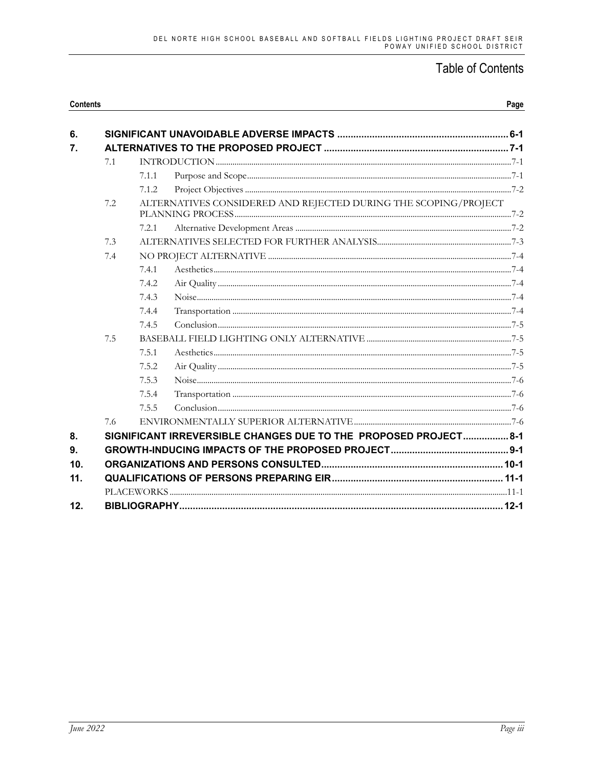# Table of Contents

| Contents | | | Page |
|---|---|---|---|
| **6.** | **SIGNIFICANT UNAVOIDABLE ADVERSE IMPACTS** | | **6-1** |
| **7.** | **ALTERNATIVES TO THE PROPOSED PROJECT** | | **7-1** |
| | 7.1 | INTRODUCTION | 7-1 |
| | | 7.1.1 Purpose and Scope | 7-1 |
| | | 7.1.2 Project Objectives | 7-2 |
| | 7.2 | ALTERNATIVES CONSIDERED AND REJECTED DURING THE SCOPING/PROJECT PLANNING PROCESS | 7-2 |
| | | 7.2.1 Alternative Development Areas | 7-2 |
| | 7.3 | ALTERNATIVES SELECTED FOR FURTHER ANALYSIS | 7-3 |
| | 7.4 | NO PROJECT ALTERNATIVE | 7-4 |
| | | 7.4.1 Aesthetics | 7-4 |
| | | 7.4.2 Air Quality | 7-4 |
| | | 7.4.3 Noise | 7-4 |
| | | 7.4.4 Transportation | 7-4 |
| | | 7.4.5 Conclusion | 7-5 |
| | 7.5 | BASEBALL FIELD LIGHTING ONLY ALTERNATIVE | 7-5 |
| | | 7.5.1 Aesthetics | 7-5 |
| | | 7.5.2 Air Quality | 7-5 |
| | | 7.5.3 Noise | 7-6 |
| | | 7.5.4 Transportation | 7-6 |
| | | 7.5.5 Conclusion | 7-6 |
| | 7.6 | ENVIRONMENTALLY SUPERIOR ALTERNATIVE | 7-6 |
| **8.** | **SIGNIFICANT IRREVERSIBLE CHANGES DUE TO THE PROPOSED PROJECT** | | **8-1** |
| **9.** | **GROWTH-INDUCING IMPACTS OF THE PROPOSED PROJECT** | | **9-1** |
| **10.** | **ORGANIZATIONS AND PERSONS CONSULTED** | | **10-1** |
| **11.** | **QUALIFICATIONS OF PERSONS PREPARING EIR** | | **11-1** |
| | PLACEWORKS | | 11-1 |
| **12.** | **BIBLIOGRAPHY** | | **12-1** |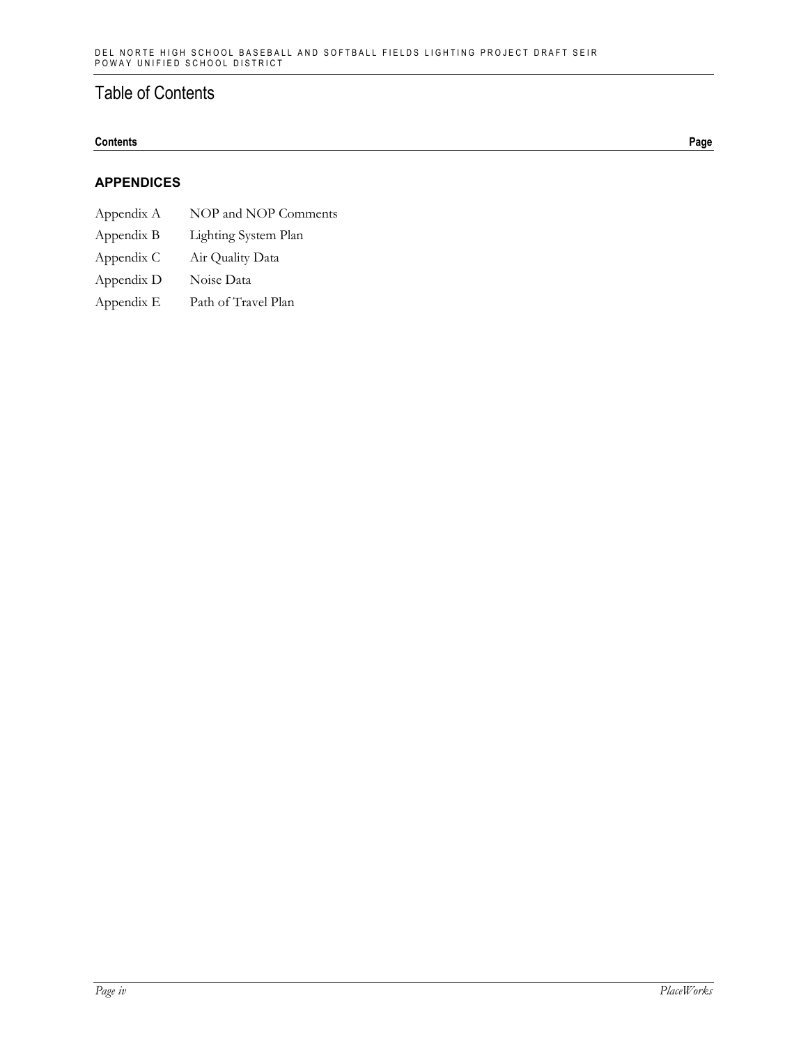# Table of Contents

| Contents | Page |
|---|---|

## APPENDICES

| | |
|---|---|
| Appendix A | NOP and NOP Comments |
| Appendix B | Lighting System Plan |
| Appendix C | Air Quality Data |
| Appendix D | Noise Data |
| Appendix E | Path of Travel Plan |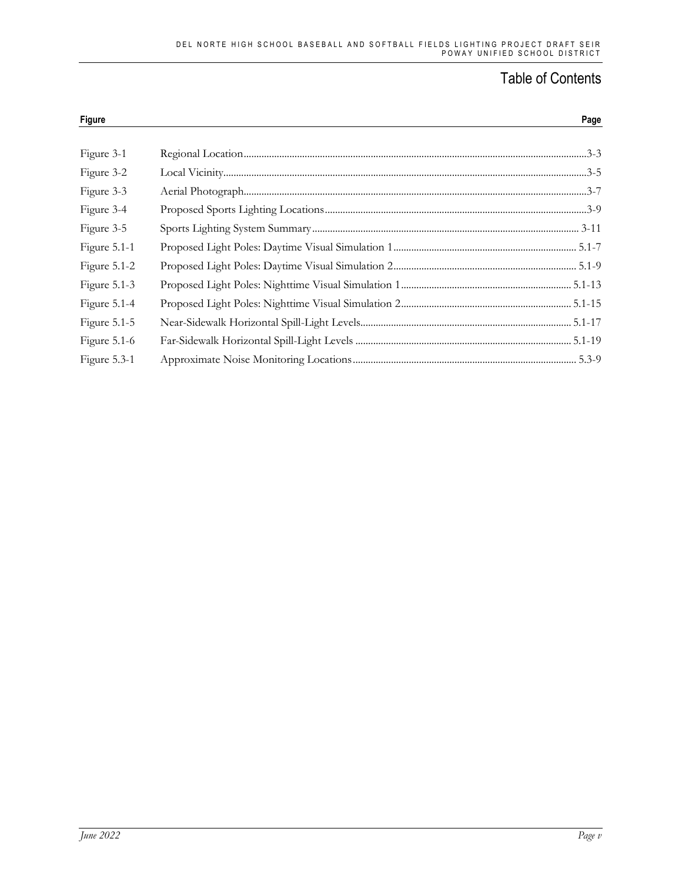# Table of Contents

| Figure | | Page |
|---|---|---|
| Figure 3-1 | Regional Location | 3-3 |
| Figure 3-2 | Local Vicinity | 3-5 |
| Figure 3-3 | Aerial Photograph | 3-7 |
| Figure 3-4 | Proposed Sports Lighting Locations | 3-9 |
| Figure 3-5 | Sports Lighting System Summary | 3-11 |
| Figure 5.1-1 | Proposed Light Poles: Daytime Visual Simulation 1 | 5.1-7 |
| Figure 5.1-2 | Proposed Light Poles: Daytime Visual Simulation 2 | 5.1-9 |
| Figure 5.1-3 | Proposed Light Poles: Nighttime Visual Simulation 1 | 5.1-13 |
| Figure 5.1-4 | Proposed Light Poles: Nighttime Visual Simulation 2 | 5.1-15 |
| Figure 5.1-5 | Near-Sidewalk Horizontal Spill-Light Levels | 5.1-17 |
| Figure 5.1-6 | Far-Sidewalk Horizontal Spill-Light Levels | 5.1-19 |
| Figure 5.3-1 | Approximate Noise Monitoring Locations | 5.3-9 |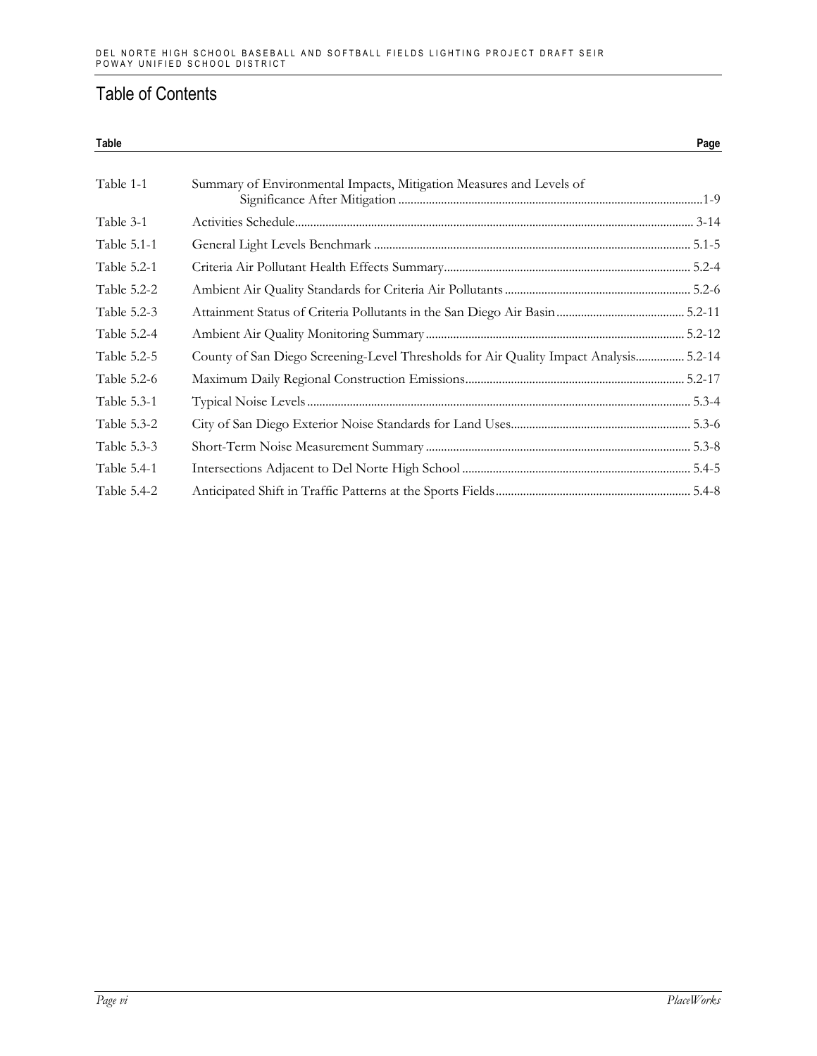# Table of Contents

| Table | | Page |
|---|---|---|
| Table 1-1 | Summary of Environmental Impacts, Mitigation Measures and Levels of Significance After Mitigation | 1-9 |
| Table 3-1 | Activities Schedule | 3-14 |
| Table 5.1-1 | General Light Levels Benchmark | 5.1-5 |
| Table 5.2-1 | Criteria Air Pollutant Health Effects Summary | 5.2-4 |
| Table 5.2-2 | Ambient Air Quality Standards for Criteria Air Pollutants | 5.2-6 |
| Table 5.2-3 | Attainment Status of Criteria Pollutants in the San Diego Air Basin | 5.2-11 |
| Table 5.2-4 | Ambient Air Quality Monitoring Summary | 5.2-12 |
| Table 5.2-5 | County of San Diego Screening-Level Thresholds for Air Quality Impact Analysis | 5.2-14 |
| Table 5.2-6 | Maximum Daily Regional Construction Emissions | 5.2-17 |
| Table 5.3-1 | Typical Noise Levels | 5.3-4 |
| Table 5.3-2 | City of San Diego Exterior Noise Standards for Land Uses | 5.3-6 |
| Table 5.3-3 | Short-Term Noise Measurement Summary | 5.3-8 |
| Table 5.4-1 | Intersections Adjacent to Del Norte High School | 5.4-5 |
| Table 5.4-2 | Anticipated Shift in Traffic Patterns at the Sports Fields | 5.4-8 |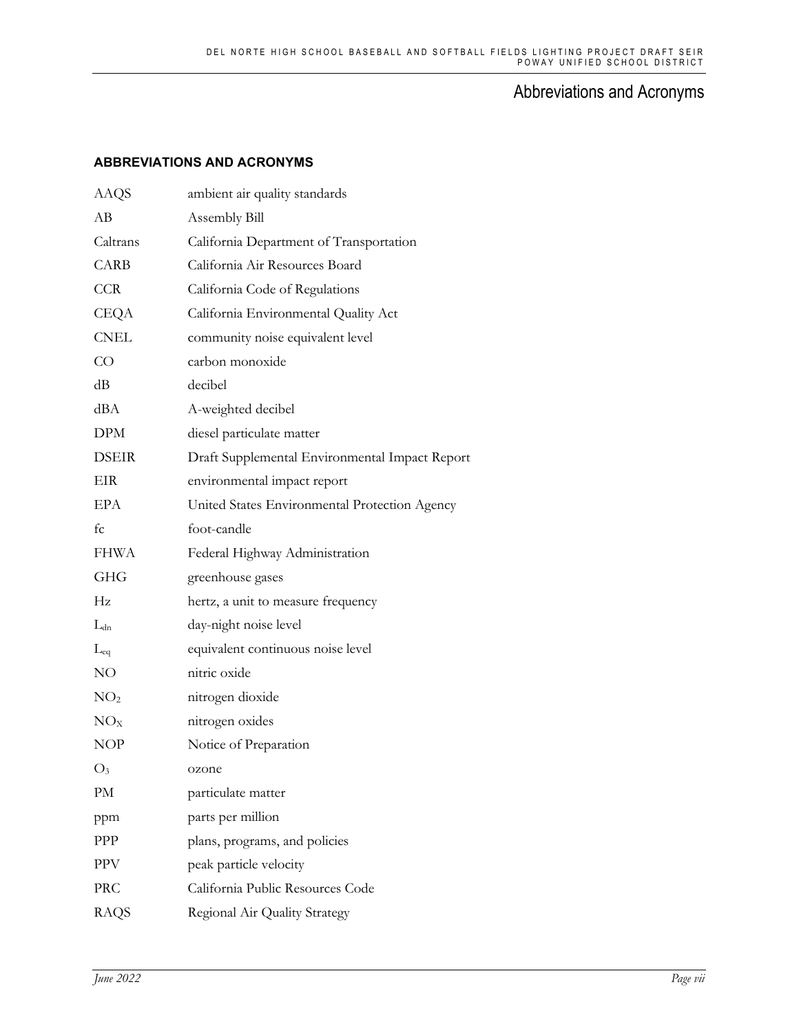# Abbreviations and Acronyms

## ABBREVIATIONS AND ACRONYMS

| | |
|---|---|
| AAQS | ambient air quality standards |
| AB | Assembly Bill |
| Caltrans | California Department of Transportation |
| CARB | California Air Resources Board |
| CCR | California Code of Regulations |
| CEQA | California Environmental Quality Act |
| CNEL | community noise equivalent level |
| CO | carbon monoxide |
| dB | decibel |
| dBA | A-weighted decibel |
| DPM | diesel particulate matter |
| DSEIR | Draft Supplemental Environmental Impact Report |
| EIR | environmental impact report |
| EPA | United States Environmental Protection Agency |
| fc | foot-candle |
| FHWA | Federal Highway Administration |
| GHG | greenhouse gases |
| Hz | hertz, a unit to measure frequency |
| $L_{dn}$ | day-night noise level |
| $L_{eq}$ | equivalent continuous noise level |
| NO | nitric oxide |
| $NO_2$ | nitrogen dioxide |
| $NO_X$ | nitrogen oxides |
| NOP | Notice of Preparation |
| $O_3$ | ozone |
| PM | particulate matter |
| ppm | parts per million |
| PPP | plans, programs, and policies |
| PPV | peak particle velocity |
| PRC | California Public Resources Code |
| RAQS | Regional Air Quality Strategy |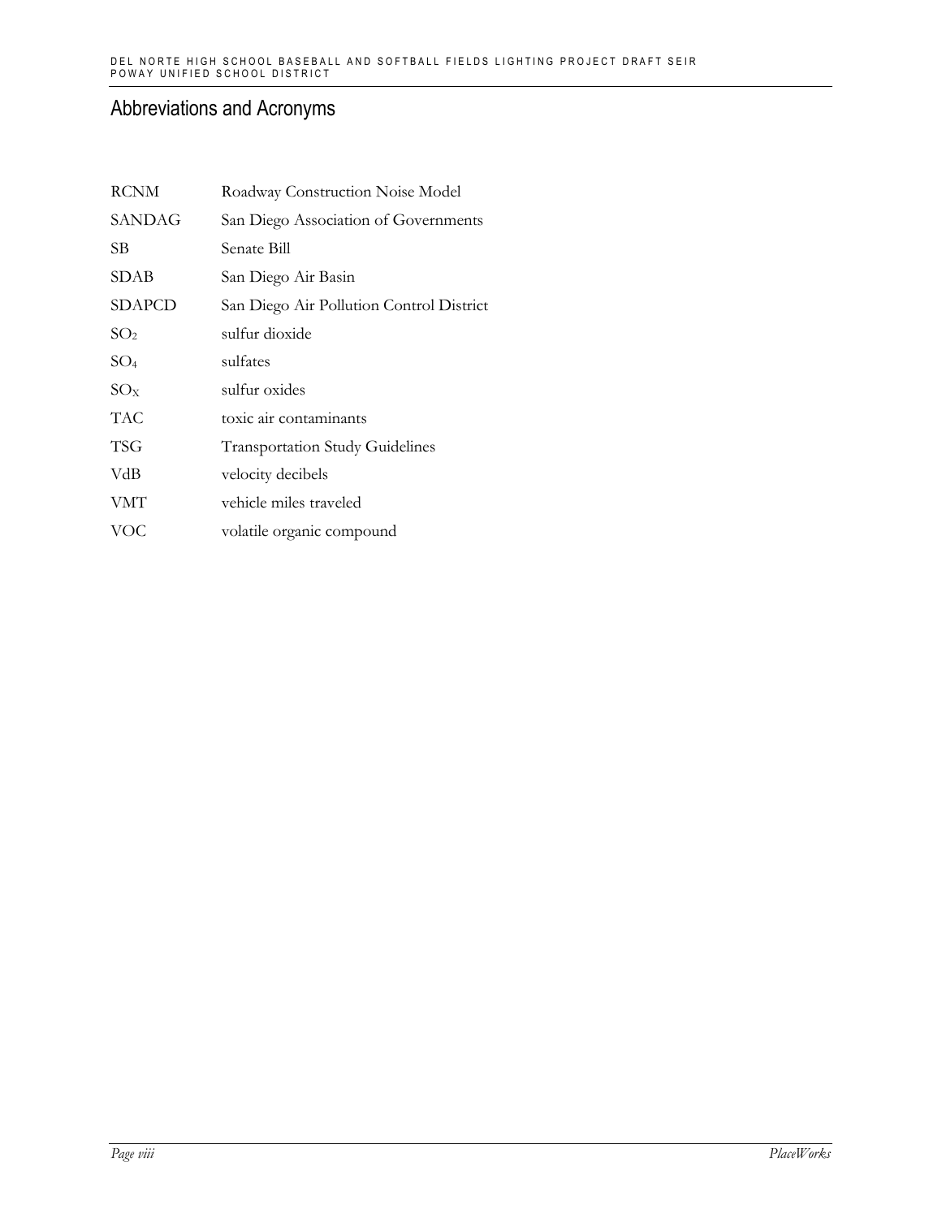## Abbreviations and Acronyms

| | |
|---|---|
| RCNM | Roadway Construction Noise Model |
| SANDAG | San Diego Association of Governments |
| SB | Senate Bill |
| SDAB | San Diego Air Basin |
| SDAPCD | San Diego Air Pollution Control District |
| $SO_2$ | sulfur dioxide |
| $SO_4$ | sulfates |
| $SO_X$ | sulfur oxides |
| TAC | toxic air contaminants |
| TSG | Transportation Study Guidelines |
| VdB | velocity decibels |
| VMT | vehicle miles traveled |
| VOC | volatile organic compound |